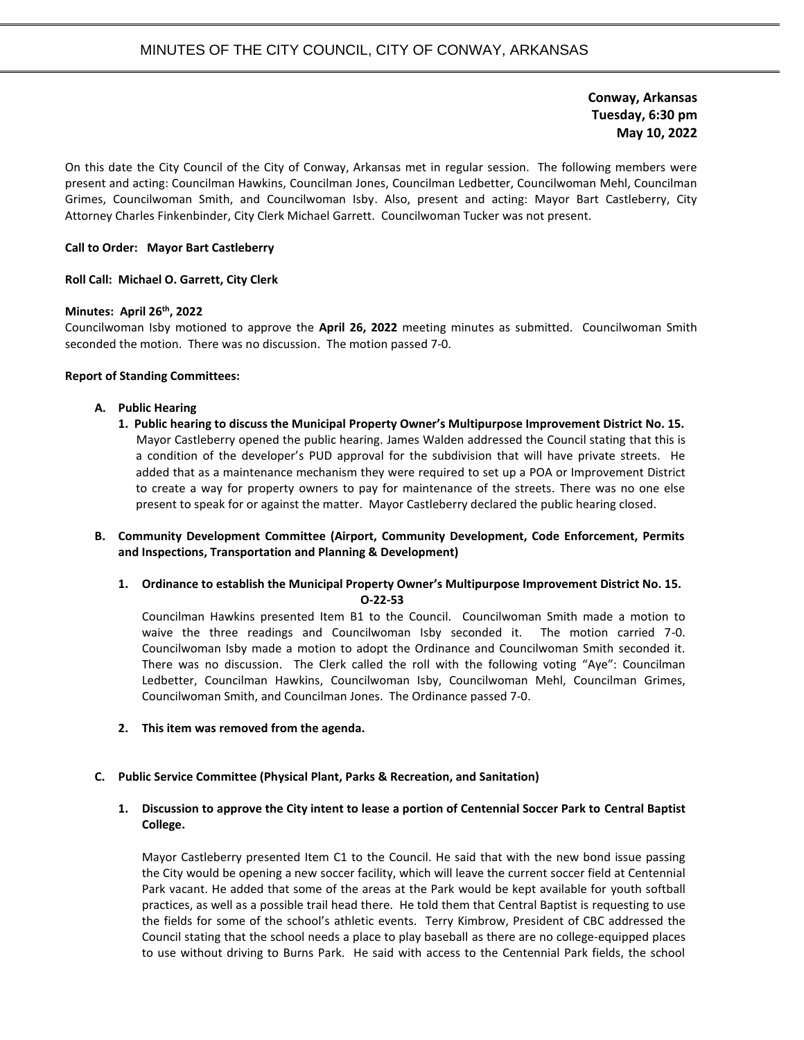# MINUTES OF THE CITY COUNCIL, CITY OF CONWAY, ARKANSAS

**Conway, Arkansas**
**Tuesday, 6:30 pm**
**May 10, 2022**

On this date the City Council of the City of Conway, Arkansas met in regular session. The following members were present and acting: Councilman Hawkins, Councilman Jones, Councilman Ledbetter, Councilwoman Mehl, Councilman Grimes, Councilwoman Smith, and Councilwoman Isby. Also, present and acting: Mayor Bart Castleberry, City Attorney Charles Finkenbinder, City Clerk Michael Garrett. Councilwoman Tucker was not present.

**Call to Order: Mayor Bart Castleberry**

**Roll Call: Michael O. Garrett, City Clerk**

**Minutes: April 26th, 2022**

Councilwoman Isby motioned to approve the **April 26, 2022** meeting minutes as submitted. Councilwoman Smith seconded the motion. There was no discussion. The motion passed 7-0.

**Report of Standing Committees:**

**A. Public Hearing**

**1. Public hearing to discuss the Municipal Property Owner's Multipurpose Improvement District No. 15.**

Mayor Castleberry opened the public hearing. James Walden addressed the Council stating that this is a condition of the developer's PUD approval for the subdivision that will have private streets. He added that as a maintenance mechanism they were required to set up a POA or Improvement District to create a way for property owners to pay for maintenance of the streets. There was no one else present to speak for or against the matter. Mayor Castleberry declared the public hearing closed.

**B. Community Development Committee (Airport, Community Development, Code Enforcement, Permits and Inspections, Transportation and Planning & Development)**

**1. Ordinance to establish the Municipal Property Owner's Multipurpose Improvement District No. 15.**
**O-22-53**

Councilman Hawkins presented Item B1 to the Council. Councilwoman Smith made a motion to waive the three readings and Councilwoman Isby seconded it. The motion carried 7-0. Councilwoman Isby made a motion to adopt the Ordinance and Councilwoman Smith seconded it. There was no discussion. The Clerk called the roll with the following voting "Aye": Councilman Ledbetter, Councilman Hawkins, Councilwoman Isby, Councilwoman Mehl, Councilman Grimes, Councilwoman Smith, and Councilman Jones. The Ordinance passed 7-0.

**2. This item was removed from the agenda.**

**C. Public Service Committee (Physical Plant, Parks & Recreation, and Sanitation)**

**1. Discussion to approve the City intent to lease a portion of Centennial Soccer Park to Central Baptist College.**

Mayor Castleberry presented Item C1 to the Council. He said that with the new bond issue passing the City would be opening a new soccer facility, which will leave the current soccer field at Centennial Park vacant. He added that some of the areas at the Park would be kept available for youth softball practices, as well as a possible trail head there. He told them that Central Baptist is requesting to use the fields for some of the school's athletic events. Terry Kimbrow, President of CBC addressed the Council stating that the school needs a place to play baseball as there are no college-equipped places to use without driving to Burns Park. He said with access to the Centennial Park fields, the school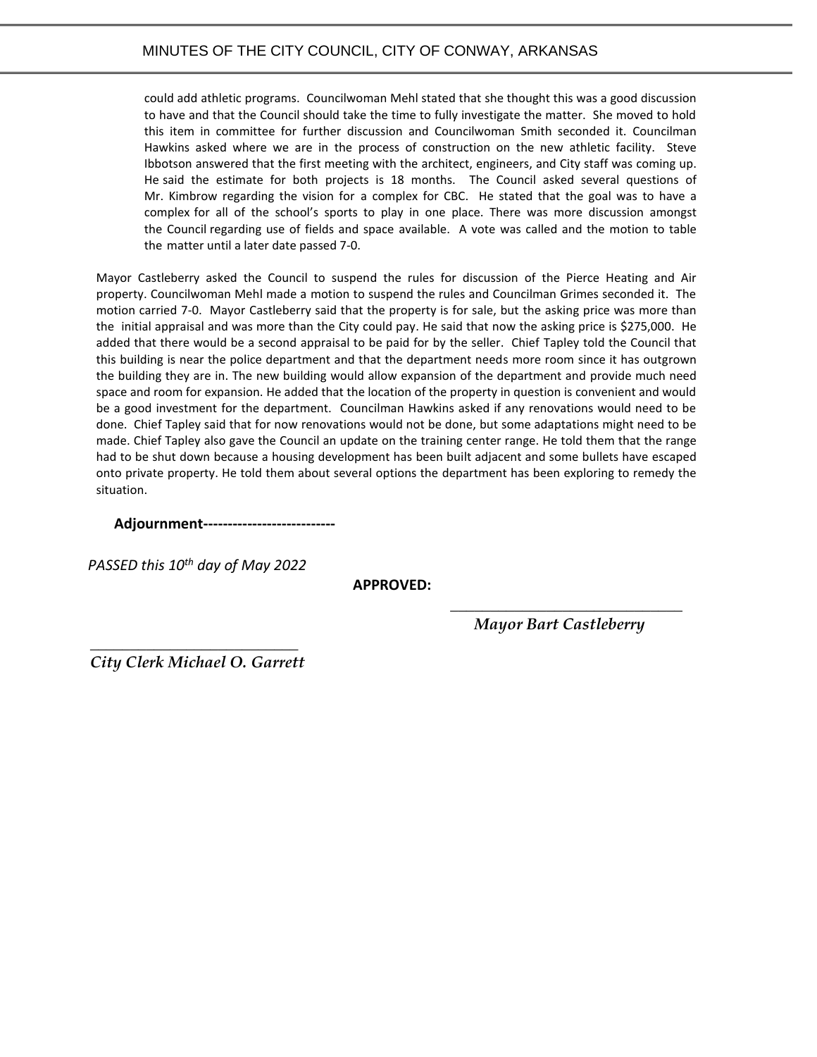could add athletic programs. Councilwoman Mehl stated that she thought this was a good discussion to have and that the Council should take the time to fully investigate the matter. She moved to hold this item in committee for further discussion and Councilwoman Smith seconded it. Councilman Hawkins asked where we are in the process of construction on the new athletic facility. Steve Ibbotson answered that the first meeting with the architect, engineers, and City staff was coming up. He said the estimate for both projects is 18 months. The Council asked several questions of Mr. Kimbrow regarding the vision for a complex for CBC. He stated that the goal was to have a complex for all of the school's sports to play in one place. There was more discussion amongst the Council regarding use of fields and space available. A vote was called and the motion to table the matter until a later date passed 7-0.

Mayor Castleberry asked the Council to suspend the rules for discussion of the Pierce Heating and Air property. Councilwoman Mehl made a motion to suspend the rules and Councilman Grimes seconded it. The motion carried 7-0. Mayor Castleberry said that the property is for sale, but the asking price was more than the initial appraisal and was more than the City could pay. He said that now the asking price is $275,000. He added that there would be a second appraisal to be paid for by the seller. Chief Tapley told the Council that this building is near the police department and that the department needs more room since it has outgrown the building they are in. The new building would allow expansion of the department and provide much need space and room for expansion. He added that the location of the property in question is convenient and would be a good investment for the department. Councilman Hawkins asked if any renovations would need to be done. Chief Tapley said that for now renovations would not be done, but some adaptations might need to be made. Chief Tapley also gave the Council an update on the training center range. He told them that the range had to be shut down because a housing development has been built adjacent and some bullets have escaped onto private property. He told them about several options the department has been exploring to remedy the situation.

**Adjournment--------------------------**

*PASSED this 10th day of May 2022*

**APPROVED:**

_______________________________

*Mayor Bart Castleberry*

___________________________

*City Clerk Michael O. Garrett*